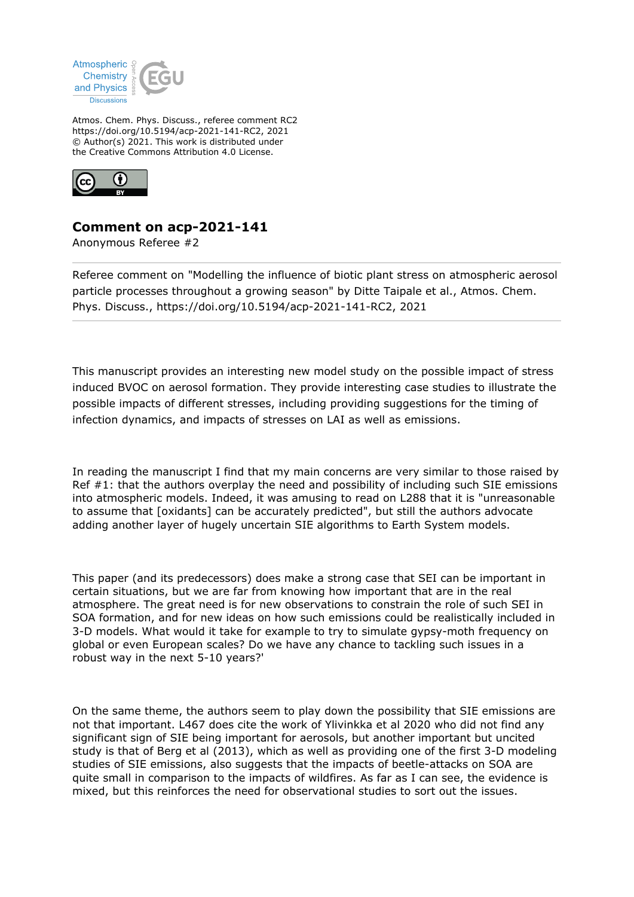Atmos. Chem. Phys. Discuss., referee comment RC2
https://doi.org/10.5194/acp-2021-141-RC2, 2021
© Author(s) 2021. This work is distributed under
the Creative Commons Attribution 4.0 License.

## Comment on acp-2021-141

Anonymous Referee #2

Referee comment on "Modelling the influence of biotic plant stress on atmospheric aerosol particle processes throughout a growing season" by Ditte Taipale et al., Atmos. Chem. Phys. Discuss., https://doi.org/10.5194/acp-2021-141-RC2, 2021

---

This manuscript provides an interesting new model study on the possible impact of stress induced BVOC on aerosol formation. They provide interesting case studies to illustrate the possible impacts of different stresses, including providing suggestions for the timing of infection dynamics, and impacts of stresses on LAI as well as emissions.

In reading the manuscript I find that my main concerns are very similar to those raised by Ref #1: that the authors overplay the need and possibility of including such SIE emissions into atmospheric models. Indeed, it was amusing to read on L288 that it is "unreasonable to assume that [oxidants] can be accurately predicted", but still the authors advocate adding another layer of hugely uncertain SIE algorithms to Earth System models.

This paper (and its predecessors) does make a strong case that SEI can be important in certain situations, but we are far from knowing how important that are in the real atmosphere. The great need is for new observations to constrain the role of such SEI in SOA formation, and for new ideas on how such emissions could be realistically included in 3-D models. What would it take for example to try to simulate gypsy-moth frequency on global or even European scales? Do we have any chance to tackling such issues in a robust way in the next 5-10 years?'

On the same theme, the authors seem to play down the possibility that SIE emissions are not that important. L467 does cite the work of Ylivinkka et al 2020 who did not find any significant sign of SIE being important for aerosols, but another important but uncited study is that of Berg et al (2013), which as well as providing one of the first 3-D modeling studies of SIE emissions, also suggests that the impacts of beetle-attacks on SOA are quite small in comparison to the impacts of wildfires. As far as I can see, the evidence is mixed, but this reinforces the need for observational studies to sort out the issues.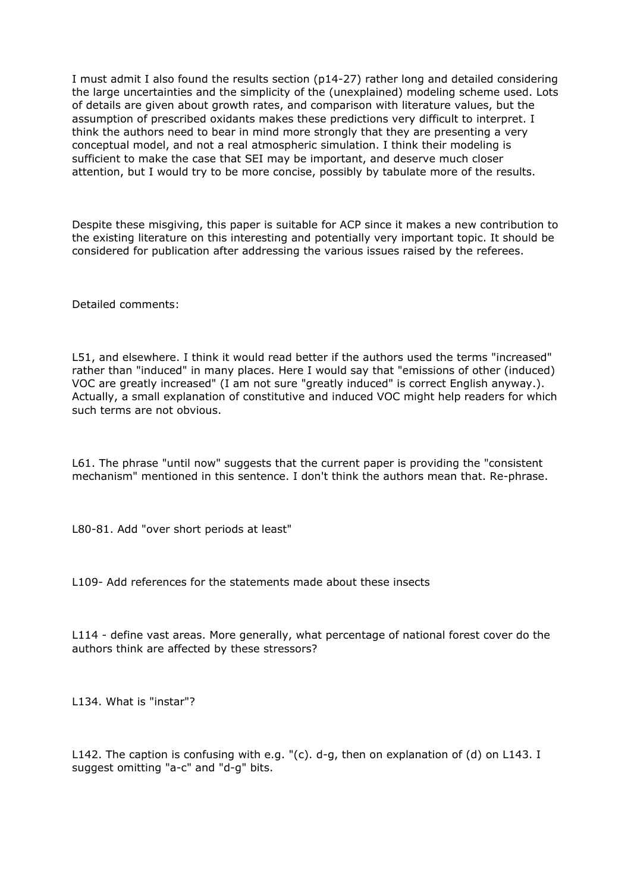I must admit I also found the results section (p14-27) rather long and detailed considering the large uncertainties and the simplicity of the (unexplained) modeling scheme used. Lots of details are given about growth rates, and comparison with literature values, but the assumption of prescribed oxidants makes these predictions very difficult to interpret. I think the authors need to bear in mind more strongly that they are presenting a very conceptual model, and not a real atmospheric simulation. I think their modeling is sufficient to make the case that SEI may be important, and deserve much closer attention, but I would try to be more concise, possibly by tabulate more of the results.

Despite these misgiving, this paper is suitable for ACP since it makes a new contribution to the existing literature on this interesting and potentially very important topic. It should be considered for publication after addressing the various issues raised by the referees.

Detailed comments:

L51, and elsewhere. I think it would read better if the authors used the terms "increased" rather than "induced" in many places. Here I would say that "emissions of other (induced) VOC are greatly increased" (I am not sure "greatly induced" is correct English anyway.). Actually, a small explanation of constitutive and induced VOC might help readers for which such terms are not obvious.

L61. The phrase "until now" suggests that the current paper is providing the "consistent mechanism" mentioned in this sentence. I don't think the authors mean that. Re-phrase.

L80-81. Add "over short periods at least"

L109- Add references for the statements made about these insects

L114 - define vast areas. More generally, what percentage of national forest cover do the authors think are affected by these stressors?

L134. What is "instar"?

L142. The caption is confusing with e.g. "(c). d-g, then on explanation of (d) on L143. I suggest omitting "a-c" and "d-g" bits.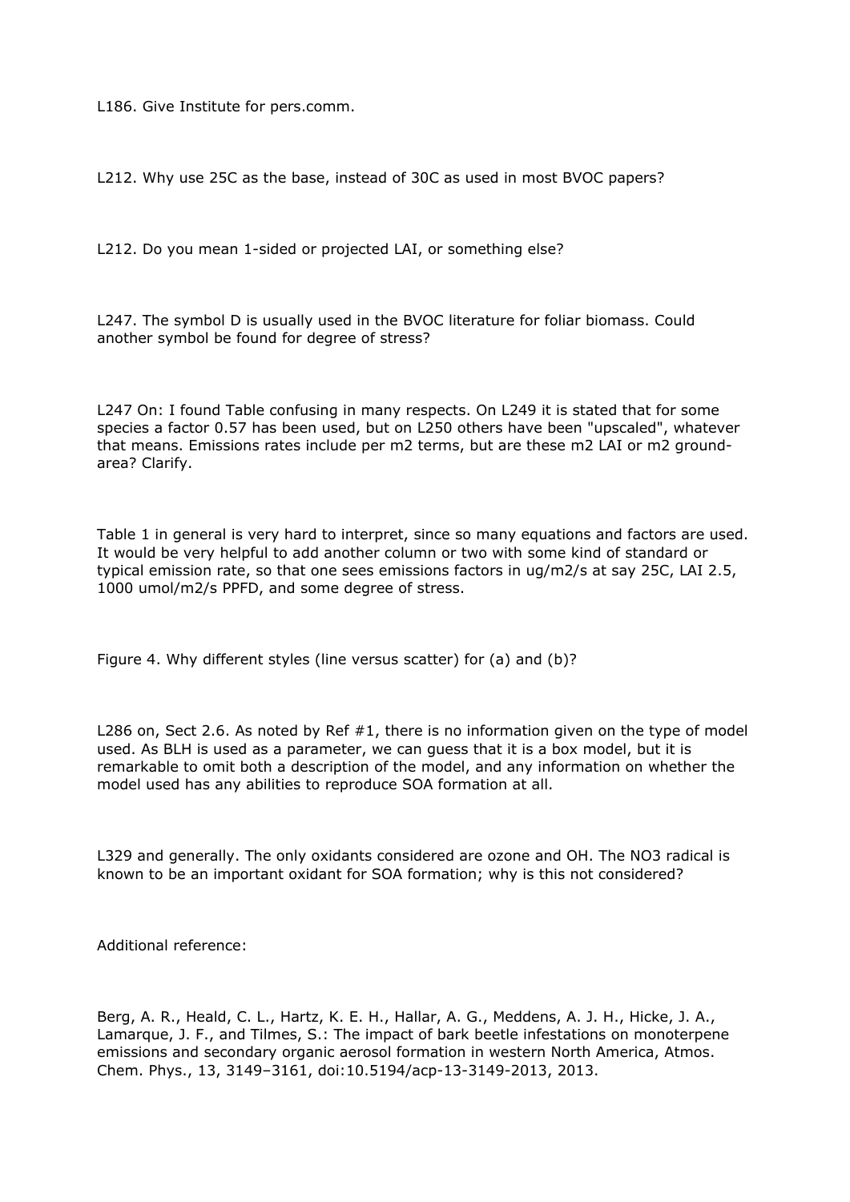L186. Give Institute for pers.comm.

L212. Why use 25C as the base, instead of 30C as used in most BVOC papers?

L212. Do you mean 1-sided or projected LAI, or something else?

L247. The symbol D is usually used in the BVOC literature for foliar biomass. Could another symbol be found for degree of stress?

L247 On: I found Table confusing in many respects. On L249 it is stated that for some species a factor 0.57 has been used, but on L250 others have been "upscaled", whatever that means. Emissions rates include per m2 terms, but are these m2 LAI or m2 ground-area? Clarify.

Table 1 in general is very hard to interpret, since so many equations and factors are used. It would be very helpful to add another column or two with some kind of standard or typical emission rate, so that one sees emissions factors in ug/m2/s at say 25C, LAI 2.5, 1000 umol/m2/s PPFD, and some degree of stress.

Figure 4. Why different styles (line versus scatter) for (a) and (b)?

L286 on, Sect 2.6. As noted by Ref #1, there is no information given on the type of model used. As BLH is used as a parameter, we can guess that it is a box model, but it is remarkable to omit both a description of the model, and any information on whether the model used has any abilities to reproduce SOA formation at all.

L329 and generally. The only oxidants considered are ozone and OH. The NO3 radical is known to be an important oxidant for SOA formation; why is this not considered?

Additional reference:

Berg, A. R., Heald, C. L., Hartz, K. E. H., Hallar, A. G., Meddens, A. J. H., Hicke, J. A., Lamarque, J. F., and Tilmes, S.: The impact of bark beetle infestations on monoterpene emissions and secondary organic aerosol formation in western North America, Atmos. Chem. Phys., 13, 3149–3161, doi:10.5194/acp-13-3149-2013, 2013.